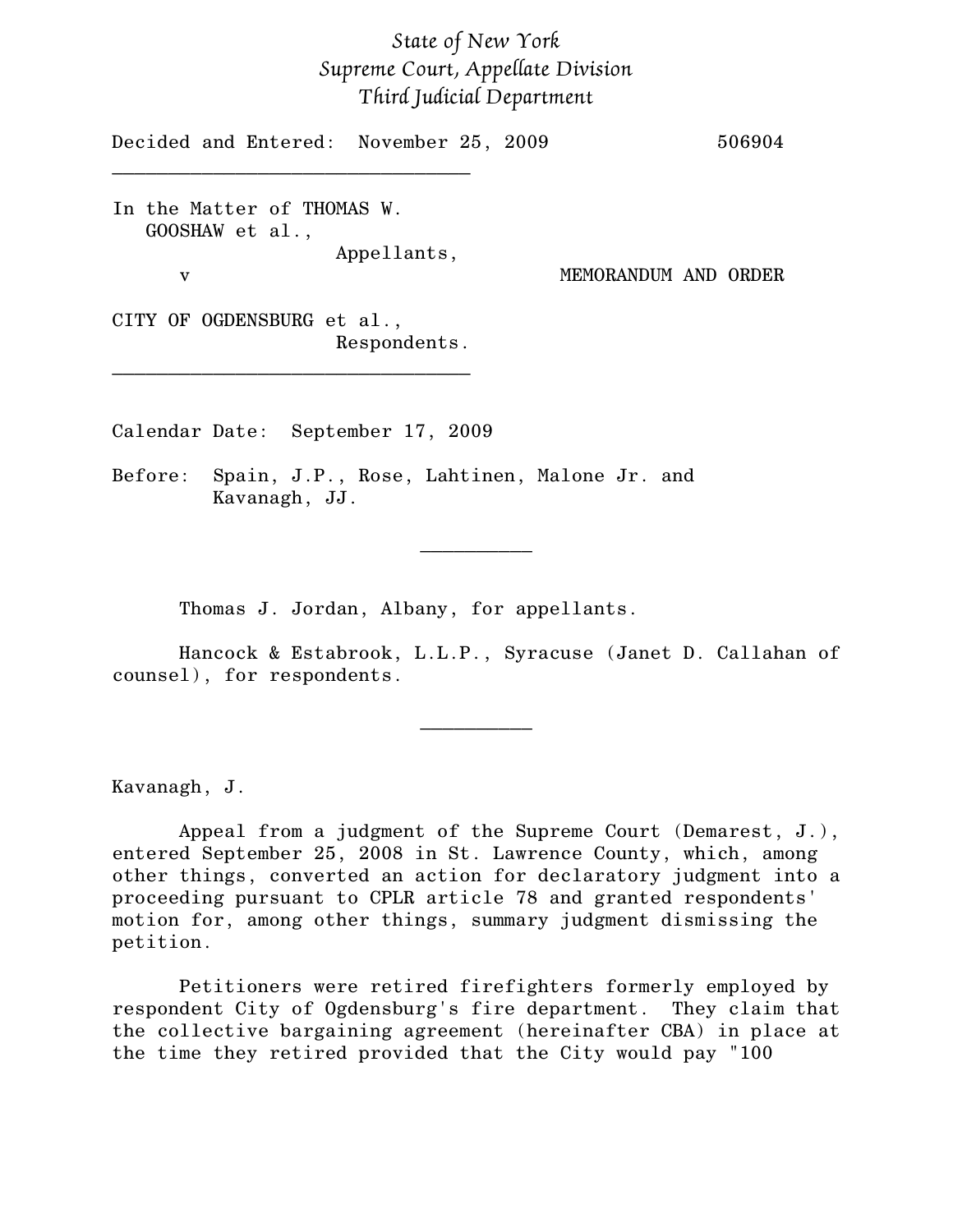*State of New York*
*Supreme Court, Appellate Division*
*Third Judicial Department*

Decided and Entered: November 25, 2009 506904

---

In the Matter of THOMAS W. GOOSHAW et al.,
Appellants,

v

MEMORANDUM AND ORDER

CITY OF OGDENSBURG et al.,
Respondents.

---

Calendar Date: September 17, 2009

Before: Spain, J.P., Rose, Lahtinen, Malone Jr. and Kavanagh, JJ.

---

Thomas J. Jordan, Albany, for appellants.

Hancock & Estabrook, L.L.P., Syracuse (Janet D. Callahan of counsel), for respondents.

---

Kavanagh, J.

Appeal from a judgment of the Supreme Court (Demarest, J.), entered September 25, 2008 in St. Lawrence County, which, among other things, converted an action for declaratory judgment into a proceeding pursuant to CPLR article 78 and granted respondents' motion for, among other things, summary judgment dismissing the petition.

Petitioners were retired firefighters formerly employed by respondent City of Ogdensburg's fire department. They claim that the collective bargaining agreement (hereinafter CBA) in place at the time they retired provided that the City would pay "100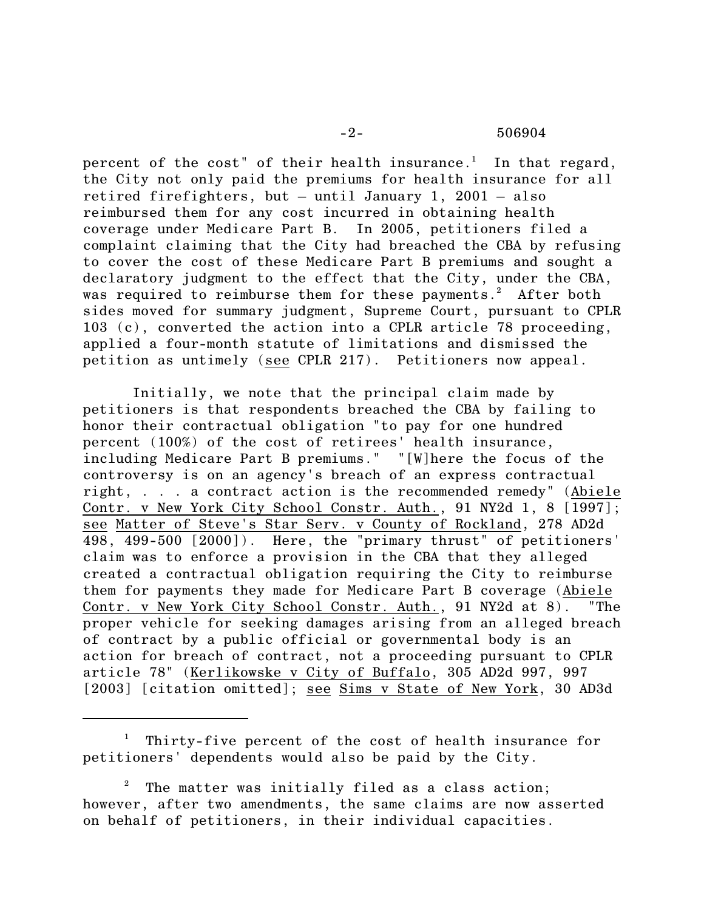percent of the cost" of their health insurance.[1] In that regard, the City not only paid the premiums for health insurance for all retired firefighters, but – until January 1, 2001 – also reimbursed them for any cost incurred in obtaining health coverage under Medicare Part B. In 2005, petitioners filed a complaint claiming that the City had breached the CBA by refusing to cover the cost of these Medicare Part B premiums and sought a declaratory judgment to the effect that the City, under the CBA, was required to reimburse them for these payments.[2] After both sides moved for summary judgment, Supreme Court, pursuant to CPLR 103 (c), converted the action into a CPLR article 78 proceeding, applied a four-month statute of limitations and dismissed the petition as untimely (see CPLR 217). Petitioners now appeal.

Initially, we note that the principal claim made by petitioners is that respondents breached the CBA by failing to honor their contractual obligation "to pay for one hundred percent (100%) of the cost of retirees' health insurance, including Medicare Part B premiums." "[W]here the focus of the controversy is on an agency's breach of an express contractual right, . . . a contract action is the recommended remedy" (Abiele Contr. v New York City School Constr. Auth., 91 NY2d 1, 8 [1997]; see Matter of Steve's Star Serv. v County of Rockland, 278 AD2d 498, 499-500 [2000]). Here, the "primary thrust" of petitioners' claim was to enforce a provision in the CBA that they alleged created a contractual obligation requiring the City to reimburse them for payments they made for Medicare Part B coverage (Abiele Contr. v New York City School Constr. Auth., 91 NY2d at 8). "The proper vehicle for seeking damages arising from an alleged breach of contract by a public official or governmental body is an action for breach of contract, not a proceeding pursuant to CPLR article 78" (Kerlikowske v City of Buffalo, 305 AD2d 997, 997 [2003] [citation omitted]; see Sims v State of New York, 30 AD3d

---

[1] Thirty-five percent of the cost of health insurance for petitioners' dependents would also be paid by the City.

[2] The matter was initially filed as a class action; however, after two amendments, the same claims are now asserted on behalf of petitioners, in their individual capacities.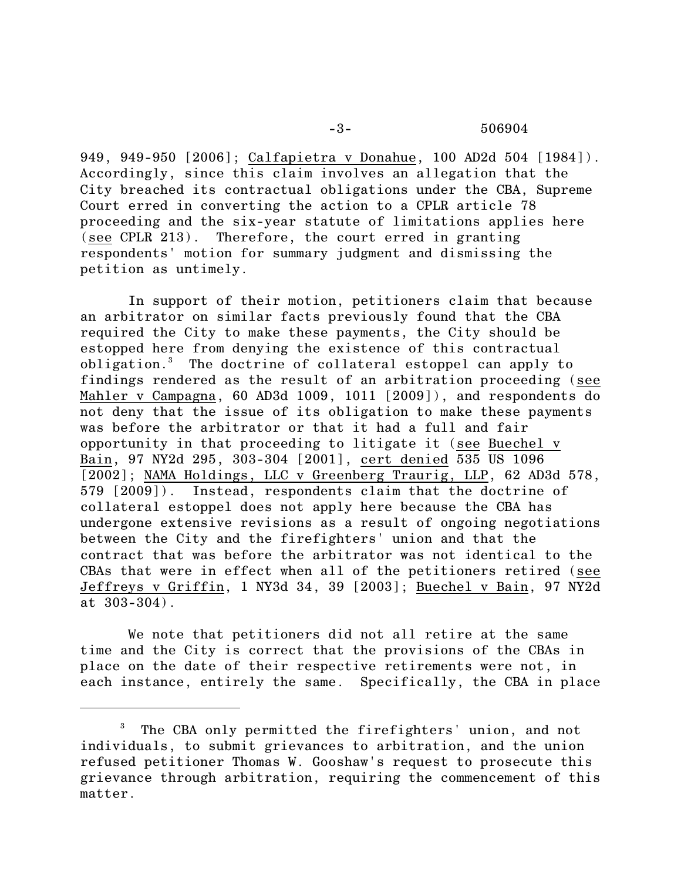949, 949-950 [2006]; Calfapietra v Donahue, 100 AD2d 504 [1984]). Accordingly, since this claim involves an allegation that the City breached its contractual obligations under the CBA, Supreme Court erred in converting the action to a CPLR article 78 proceeding and the six-year statute of limitations applies here (see CPLR 213). Therefore, the court erred in granting respondents' motion for summary judgment and dismissing the petition as untimely.

In support of their motion, petitioners claim that because an arbitrator on similar facts previously found that the CBA required the City to make these payments, the City should be estopped here from denying the existence of this contractual obligation.[3] The doctrine of collateral estoppel can apply to findings rendered as the result of an arbitration proceeding (see Mahler v Campagna, 60 AD3d 1009, 1011 [2009]), and respondents do not deny that the issue of its obligation to make these payments was before the arbitrator or that it had a full and fair opportunity in that proceeding to litigate it (see Buechel v Bain, 97 NY2d 295, 303-304 [2001], cert denied 535 US 1096 [2002]; NAMA Holdings, LLC v Greenberg Traurig, LLP, 62 AD3d 578, 579 [2009]). Instead, respondents claim that the doctrine of collateral estoppel does not apply here because the CBA has undergone extensive revisions as a result of ongoing negotiations between the City and the firefighters' union and that the contract that was before the arbitrator was not identical to the CBAs that were in effect when all of the petitioners retired (see Jeffreys v Griffin, 1 NY3d 34, 39 [2003]; Buechel v Bain, 97 NY2d at 303-304).

We note that petitioners did not all retire at the same time and the City is correct that the provisions of the CBAs in place on the date of their respective retirements were not, in each instance, entirely the same. Specifically, the CBA in place

---

[3] The CBA only permitted the firefighters' union, and not individuals, to submit grievances to arbitration, and the union refused petitioner Thomas W. Gooshaw's request to prosecute this grievance through arbitration, requiring the commencement of this matter.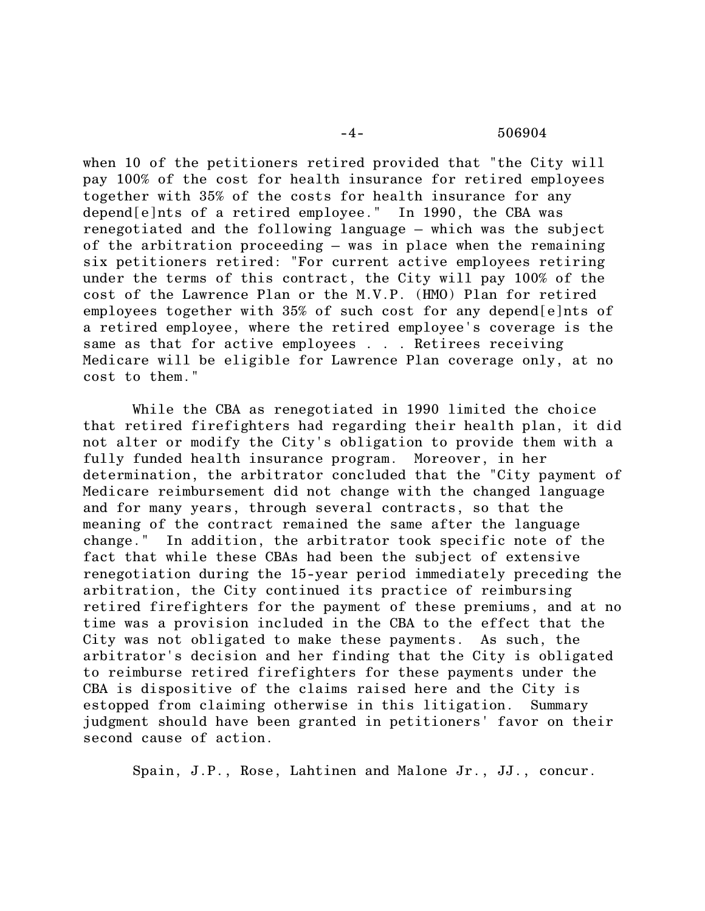when 10 of the petitioners retired provided that "the City will pay 100% of the cost for health insurance for retired employees together with 35% of the costs for health insurance for any depend[e]nts of a retired employee." In 1990, the CBA was renegotiated and the following language – which was the subject of the arbitration proceeding – was in place when the remaining six petitioners retired: "For current active employees retiring under the terms of this contract, the City will pay 100% of the cost of the Lawrence Plan or the M.V.P. (HMO) Plan for retired employees together with 35% of such cost for any depend[e]nts of a retired employee, where the retired employee's coverage is the same as that for active employees . . . Retirees receiving Medicare will be eligible for Lawrence Plan coverage only, at no cost to them."

While the CBA as renegotiated in 1990 limited the choice that retired firefighters had regarding their health plan, it did not alter or modify the City's obligation to provide them with a fully funded health insurance program. Moreover, in her determination, the arbitrator concluded that the "City payment of Medicare reimbursement did not change with the changed language and for many years, through several contracts, so that the meaning of the contract remained the same after the language change." In addition, the arbitrator took specific note of the fact that while these CBAs had been the subject of extensive renegotiation during the 15-year period immediately preceding the arbitration, the City continued its practice of reimbursing retired firefighters for the payment of these premiums, and at no time was a provision included in the CBA to the effect that the City was not obligated to make these payments. As such, the arbitrator's decision and her finding that the City is obligated to reimburse retired firefighters for these payments under the CBA is dispositive of the claims raised here and the City is estopped from claiming otherwise in this litigation. Summary judgment should have been granted in petitioners' favor on their second cause of action.

Spain, J.P., Rose, Lahtinen and Malone Jr., JJ., concur.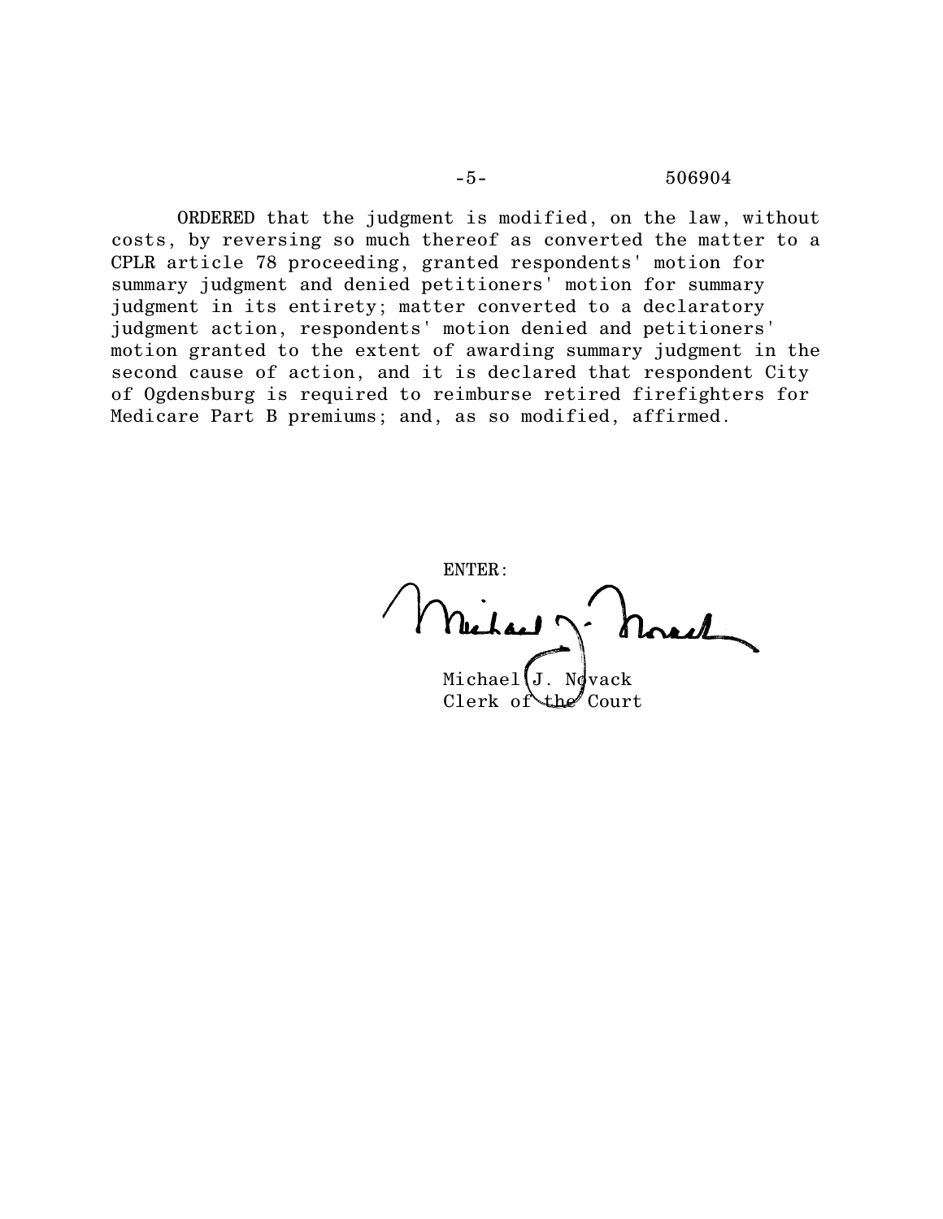ORDERED that the judgment is modified, on the law, without costs, by reversing so much thereof as converted the matter to a CPLR article 78 proceeding, granted respondents' motion for summary judgment and denied petitioners' motion for summary judgment in its entirety; matter converted to a declaratory judgment action, respondents' motion denied and petitioners' motion granted to the extent of awarding summary judgment in the second cause of action, and it is declared that respondent City of Ogdensburg is required to reimburse retired firefighters for Medicare Part B premiums; and, as so modified, affirmed.

ENTER:

Michael J. Novack
Clerk of the Court